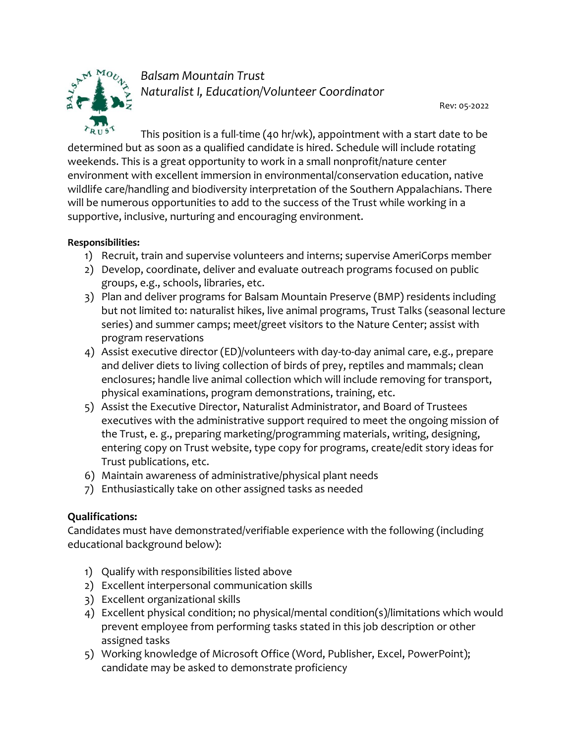*Balsam Mountain Trust*
*Naturalist I, Education/Volunteer Coordinator*

Rev: 05-2022

This position is a full-time (40 hr/wk), appointment with a start date to be determined but as soon as a qualified candidate is hired. Schedule will include rotating weekends. This is a great opportunity to work in a small nonprofit/nature center environment with excellent immersion in environmental/conservation education, native wildlife care/handling and biodiversity interpretation of the Southern Appalachians. There will be numerous opportunities to add to the success of the Trust while working in a supportive, inclusive, nurturing and encouraging environment.

**Responsibilities:**

1) Recruit, train and supervise volunteers and interns; supervise AmeriCorps member
2) Develop, coordinate, deliver and evaluate outreach programs focused on public groups, e.g., schools, libraries, etc.
3) Plan and deliver programs for Balsam Mountain Preserve (BMP) residents including but not limited to: naturalist hikes, live animal programs, Trust Talks (seasonal lecture series) and summer camps; meet/greet visitors to the Nature Center; assist with program reservations
4) Assist executive director (ED)/volunteers with day-to-day animal care, e.g., prepare and deliver diets to living collection of birds of prey, reptiles and mammals; clean enclosures; handle live animal collection which will include removing for transport, physical examinations, program demonstrations, training, etc.
5) Assist the Executive Director, Naturalist Administrator, and Board of Trustees executives with the administrative support required to meet the ongoing mission of the Trust, e. g., preparing marketing/programming materials, writing, designing, entering copy on Trust website, type copy for programs, create/edit story ideas for Trust publications, etc.
6) Maintain awareness of administrative/physical plant needs
7) Enthusiastically take on other assigned tasks as needed

**Qualifications:**

Candidates must have demonstrated/verifiable experience with the following (including educational background below):

1) Qualify with responsibilities listed above
2) Excellent interpersonal communication skills
3) Excellent organizational skills
4) Excellent physical condition; no physical/mental condition(s)/limitations which would prevent employee from performing tasks stated in this job description or other assigned tasks
5) Working knowledge of Microsoft Office (Word, Publisher, Excel, PowerPoint); candidate may be asked to demonstrate proficiency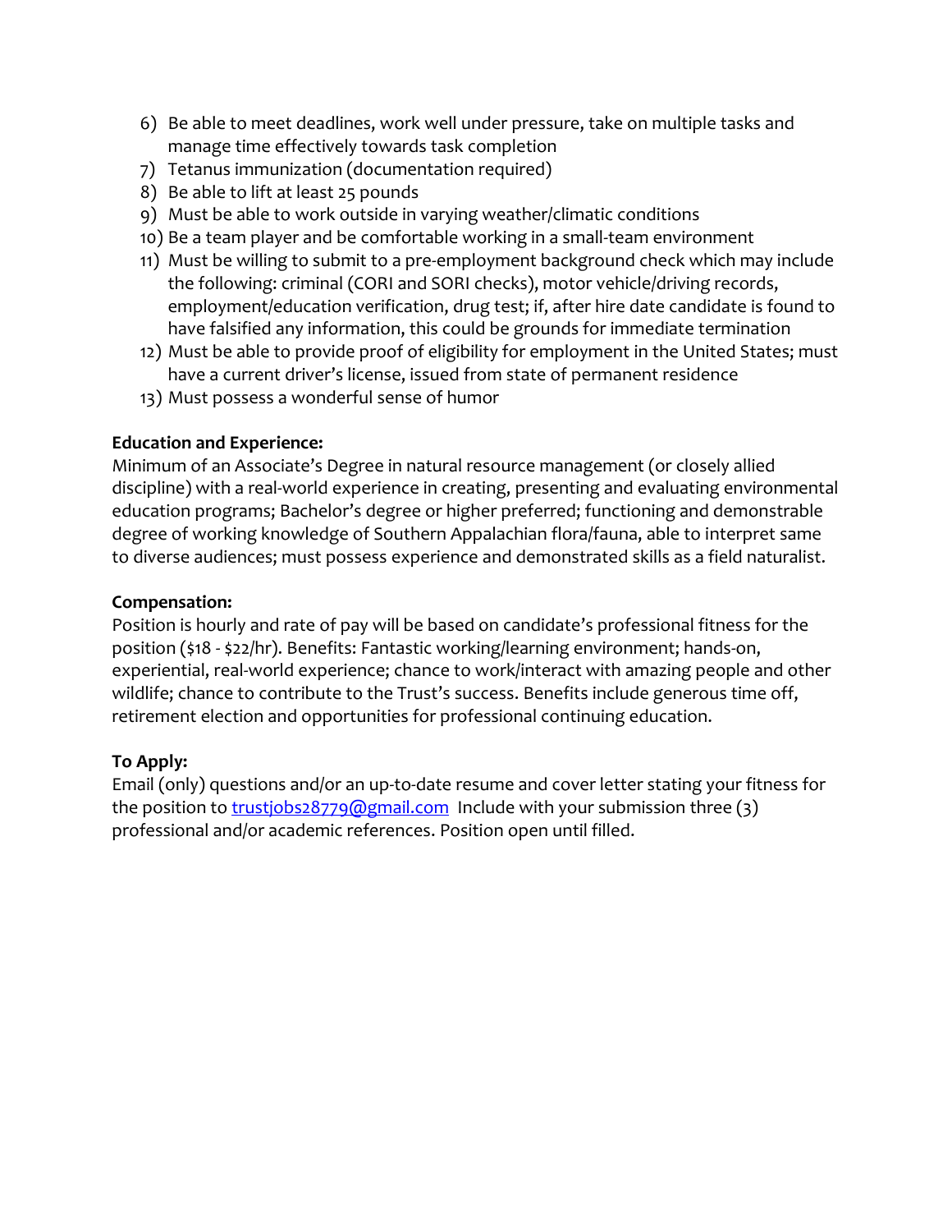6) Be able to meet deadlines, work well under pressure, take on multiple tasks and manage time effectively towards task completion
7) Tetanus immunization (documentation required)
8) Be able to lift at least 25 pounds
9) Must be able to work outside in varying weather/climatic conditions
10) Be a team player and be comfortable working in a small-team environment
11) Must be willing to submit to a pre-employment background check which may include the following: criminal (CORI and SORI checks), motor vehicle/driving records, employment/education verification, drug test; if, after hire date candidate is found to have falsified any information, this could be grounds for immediate termination
12) Must be able to provide proof of eligibility for employment in the United States; must have a current driver's license, issued from state of permanent residence
13) Must possess a wonderful sense of humor

**Education and Experience:**
Minimum of an Associate's Degree in natural resource management (or closely allied discipline) with a real-world experience in creating, presenting and evaluating environmental education programs; Bachelor's degree or higher preferred; functioning and demonstrable degree of working knowledge of Southern Appalachian flora/fauna, able to interpret same to diverse audiences; must possess experience and demonstrated skills as a field naturalist.

**Compensation:**
Position is hourly and rate of pay will be based on candidate's professional fitness for the position ($18 - $22/hr). Benefits: Fantastic working/learning environment; hands-on, experiential, real-world experience; chance to work/interact with amazing people and other wildlife; chance to contribute to the Trust's success. Benefits include generous time off, retirement election and opportunities for professional continuing education.

**To Apply:**
Email (only) questions and/or an up-to-date resume and cover letter stating your fitness for the position to trustjobs28779@gmail.com Include with your submission three (3) professional and/or academic references. Position open until filled.